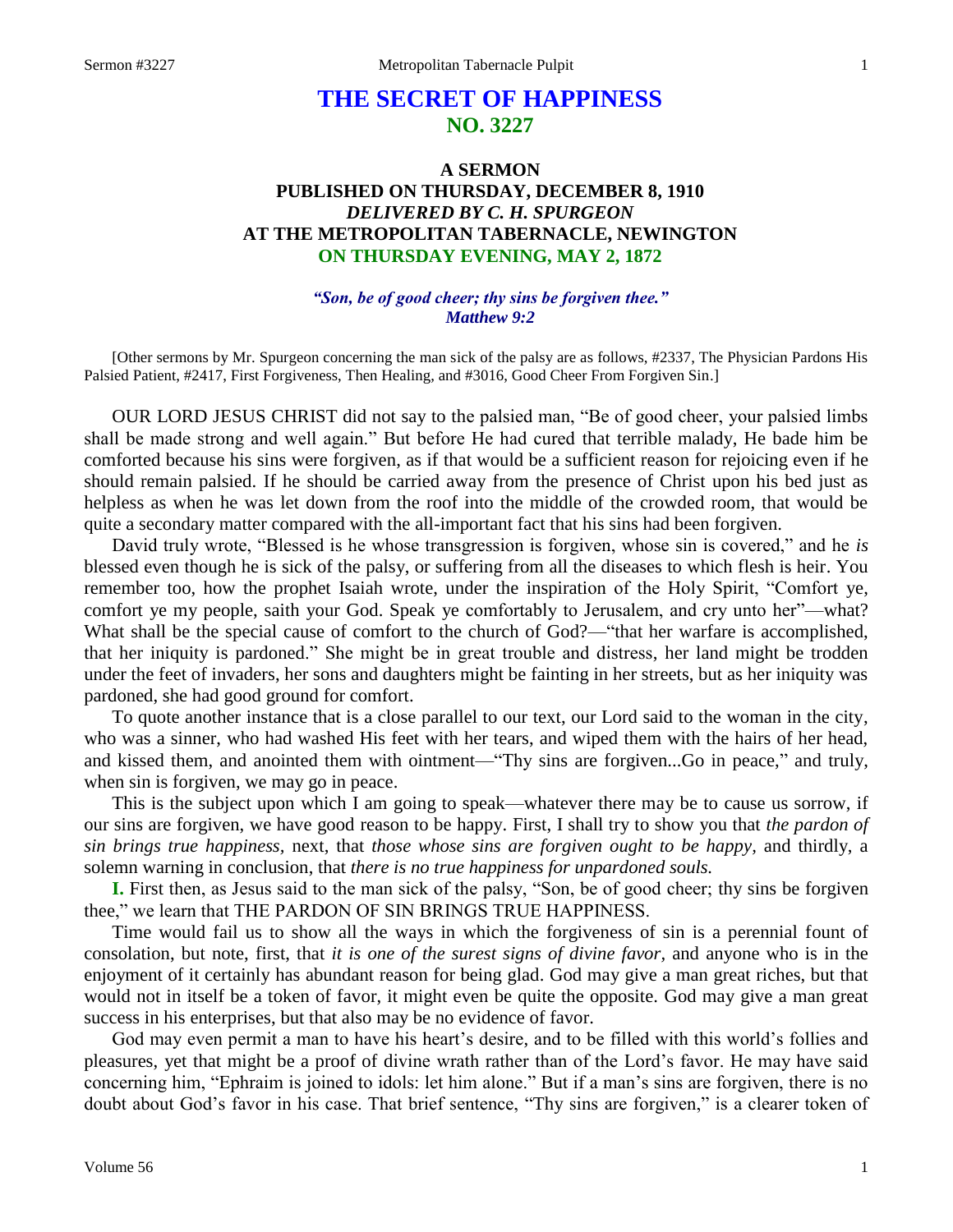# THE SECRET OF HAPPINESS
## NO. 3227

### A SERMON
### PUBLISHED ON THURSDAY, DECEMBER 8, 1910
### *DELIVERED BY C. H. SPURGEON*
### AT THE METROPOLITAN TABERNACLE, NEWINGTON
### ON THURSDAY EVENING, MAY 2, 1872

***"Son, be of good cheer; thy sins be forgiven thee." Matthew 9:2***

[Other sermons by Mr. Spurgeon concerning the man sick of the palsy are as follows, #2337, The Physician Pardons His Palsied Patient, #2417, First Forgiveness, Then Healing, and #3016, Good Cheer From Forgiven Sin.]

OUR LORD JESUS CHRIST did not say to the palsied man, "Be of good cheer, your palsied limbs shall be made strong and well again." But before He had cured that terrible malady, He bade him be comforted because his sins were forgiven, as if that would be a sufficient reason for rejoicing even if he should remain palsied. If he should be carried away from the presence of Christ upon his bed just as helpless as when he was let down from the roof into the middle of the crowded room, that would be quite a secondary matter compared with the all-important fact that his sins had been forgiven.

David truly wrote, "Blessed is he whose transgression is forgiven, whose sin is covered," and he *is* blessed even though he is sick of the palsy, or suffering from all the diseases to which flesh is heir. You remember too, how the prophet Isaiah wrote, under the inspiration of the Holy Spirit, "Comfort ye, comfort ye my people, saith your God. Speak ye comfortably to Jerusalem, and cry unto her"—what? What shall be the special cause of comfort to the church of God?—"that her warfare is accomplished, that her iniquity is pardoned." She might be in great trouble and distress, her land might be trodden under the feet of invaders, her sons and daughters might be fainting in her streets, but as her iniquity was pardoned, she had good ground for comfort.

To quote another instance that is a close parallel to our text, our Lord said to the woman in the city, who was a sinner, who had washed His feet with her tears, and wiped them with the hairs of her head, and kissed them, and anointed them with ointment—"Thy sins are forgiven...Go in peace," and truly, when sin is forgiven, we may go in peace.

This is the subject upon which I am going to speak—whatever there may be to cause us sorrow, if our sins are forgiven, we have good reason to be happy. First, I shall try to show you that *the pardon of sin brings true happiness,* next, that *those whose sins are forgiven ought to be happy,* and thirdly, a solemn warning in conclusion, that *there is no true happiness for unpardoned souls.*

**I.** First then, as Jesus said to the man sick of the palsy, "Son, be of good cheer; thy sins be forgiven thee," we learn that THE PARDON OF SIN BRINGS TRUE HAPPINESS.

Time would fail us to show all the ways in which the forgiveness of sin is a perennial fount of consolation, but note, first, that *it is one of the surest signs of divine favor,* and anyone who is in the enjoyment of it certainly has abundant reason for being glad. God may give a man great riches, but that would not in itself be a token of favor, it might even be quite the opposite. God may give a man great success in his enterprises, but that also may be no evidence of favor.

God may even permit a man to have his heart's desire, and to be filled with this world's follies and pleasures, yet that might be a proof of divine wrath rather than of the Lord's favor. He may have said concerning him, "Ephraim is joined to idols: let him alone." But if a man's sins are forgiven, there is no doubt about God's favor in his case. That brief sentence, "Thy sins are forgiven," is a clearer token of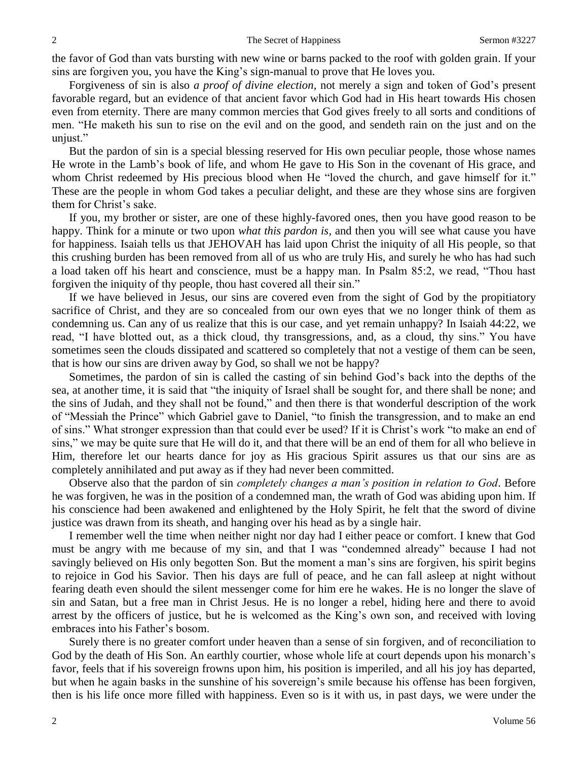the favor of God than vats bursting with new wine or barns packed to the roof with golden grain. If your sins are forgiven you, you have the King's sign-manual to prove that He loves you.

Forgiveness of sin is also *a proof of divine election,* not merely a sign and token of God's present favorable regard, but an evidence of that ancient favor which God had in His heart towards His chosen even from eternity. There are many common mercies that God gives freely to all sorts and conditions of men. "He maketh his sun to rise on the evil and on the good, and sendeth rain on the just and on the unjust."

But the pardon of sin is a special blessing reserved for His own peculiar people, those whose names He wrote in the Lamb's book of life, and whom He gave to His Son in the covenant of His grace, and whom Christ redeemed by His precious blood when He "loved the church, and gave himself for it." These are the people in whom God takes a peculiar delight, and these are they whose sins are forgiven them for Christ's sake.

If you, my brother or sister, are one of these highly-favored ones, then you have good reason to be happy. Think for a minute or two upon *what this pardon is,* and then you will see what cause you have for happiness. Isaiah tells us that JEHOVAH has laid upon Christ the iniquity of all His people, so that this crushing burden has been removed from all of us who are truly His, and surely he who has had such a load taken off his heart and conscience, must be a happy man. In Psalm 85:2, we read, "Thou hast forgiven the iniquity of thy people, thou hast covered all their sin."

If we have believed in Jesus, our sins are covered even from the sight of God by the propitiatory sacrifice of Christ, and they are so concealed from our own eyes that we no longer think of them as condemning us. Can any of us realize that this is our case, and yet remain unhappy? In Isaiah 44:22, we read, "I have blotted out, as a thick cloud, thy transgressions, and, as a cloud, thy sins." You have sometimes seen the clouds dissipated and scattered so completely that not a vestige of them can be seen, that is how our sins are driven away by God, so shall we not be happy?

Sometimes, the pardon of sin is called the casting of sin behind God's back into the depths of the sea, at another time, it is said that "the iniquity of Israel shall be sought for, and there shall be none; and the sins of Judah, and they shall not be found," and then there is that wonderful description of the work of "Messiah the Prince" which Gabriel gave to Daniel, "to finish the transgression, and to make an end of sins." What stronger expression than that could ever be used? If it is Christ's work "to make an end of sins," we may be quite sure that He will do it, and that there will be an end of them for all who believe in Him, therefore let our hearts dance for joy as His gracious Spirit assures us that our sins are as completely annihilated and put away as if they had never been committed.

Observe also that the pardon of sin *completely changes a man's position in relation to God*. Before he was forgiven, he was in the position of a condemned man, the wrath of God was abiding upon him. If his conscience had been awakened and enlightened by the Holy Spirit, he felt that the sword of divine justice was drawn from its sheath, and hanging over his head as by a single hair.

I remember well the time when neither night nor day had I either peace or comfort. I knew that God must be angry with me because of my sin, and that I was "condemned already" because I had not savingly believed on His only begotten Son. But the moment a man's sins are forgiven, his spirit begins to rejoice in God his Savior. Then his days are full of peace, and he can fall asleep at night without fearing death even should the silent messenger come for him ere he wakes. He is no longer the slave of sin and Satan, but a free man in Christ Jesus. He is no longer a rebel, hiding here and there to avoid arrest by the officers of justice, but he is welcomed as the King's own son, and received with loving embraces into his Father's bosom.

Surely there is no greater comfort under heaven than a sense of sin forgiven, and of reconciliation to God by the death of His Son. An earthly courtier, whose whole life at court depends upon his monarch's favor, feels that if his sovereign frowns upon him, his position is imperiled, and all his joy has departed, but when he again basks in the sunshine of his sovereign's smile because his offense has been forgiven, then is his life once more filled with happiness. Even so is it with us, in past days, we were under the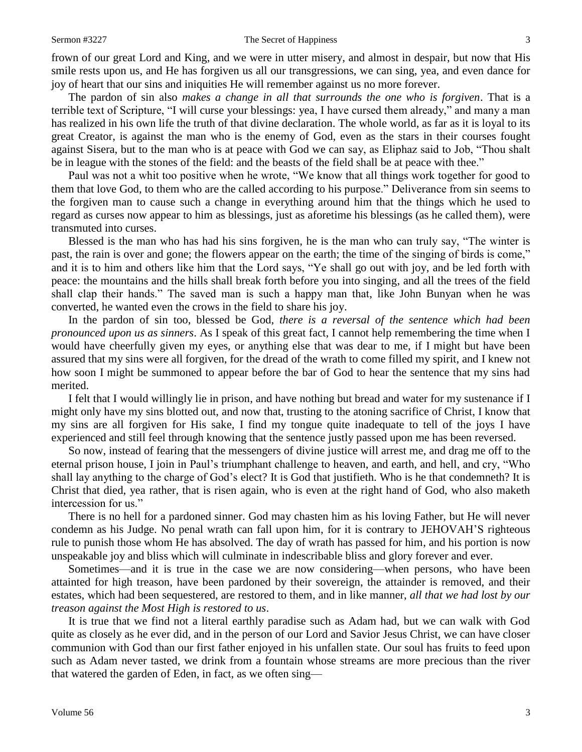frown of our great Lord and King, and we were in utter misery, and almost in despair, but now that His smile rests upon us, and He has forgiven us all our transgressions, we can sing, yea, and even dance for joy of heart that our sins and iniquities He will remember against us no more forever.

The pardon of sin also *makes a change in all that surrounds the one who is forgiven*. That is a terrible text of Scripture, "I will curse your blessings: yea, I have cursed them already," and many a man has realized in his own life the truth of that divine declaration. The whole world, as far as it is loyal to its great Creator, is against the man who is the enemy of God, even as the stars in their courses fought against Sisera, but to the man who is at peace with God we can say, as Eliphaz said to Job, "Thou shalt be in league with the stones of the field: and the beasts of the field shall be at peace with thee."

Paul was not a whit too positive when he wrote, "We know that all things work together for good to them that love God, to them who are the called according to his purpose." Deliverance from sin seems to the forgiven man to cause such a change in everything around him that the things which he used to regard as curses now appear to him as blessings, just as aforetime his blessings (as he called them), were transmuted into curses.

Blessed is the man who has had his sins forgiven, he is the man who can truly say, "The winter is past, the rain is over and gone; the flowers appear on the earth; the time of the singing of birds is come," and it is to him and others like him that the Lord says, "Ye shall go out with joy, and be led forth with peace: the mountains and the hills shall break forth before you into singing, and all the trees of the field shall clap their hands." The saved man is such a happy man that, like John Bunyan when he was converted, he wanted even the crows in the field to share his joy.

In the pardon of sin too, blessed be God, *there is a reversal of the sentence which had been pronounced upon us as sinners*. As I speak of this great fact, I cannot help remembering the time when I would have cheerfully given my eyes, or anything else that was dear to me, if I might but have been assured that my sins were all forgiven, for the dread of the wrath to come filled my spirit, and I knew not how soon I might be summoned to appear before the bar of God to hear the sentence that my sins had merited.

I felt that I would willingly lie in prison, and have nothing but bread and water for my sustenance if I might only have my sins blotted out, and now that, trusting to the atoning sacrifice of Christ, I know that my sins are all forgiven for His sake, I find my tongue quite inadequate to tell of the joys I have experienced and still feel through knowing that the sentence justly passed upon me has been reversed.

So now, instead of fearing that the messengers of divine justice will arrest me, and drag me off to the eternal prison house, I join in Paul's triumphant challenge to heaven, and earth, and hell, and cry, "Who shall lay anything to the charge of God's elect? It is God that justifieth. Who is he that condemneth? It is Christ that died, yea rather, that is risen again, who is even at the right hand of God, who also maketh intercession for us."

There is no hell for a pardoned sinner. God may chasten him as his loving Father, but He will never condemn as his Judge. No penal wrath can fall upon him, for it is contrary to JEHOVAH'S righteous rule to punish those whom He has absolved. The day of wrath has passed for him, and his portion is now unspeakable joy and bliss which will culminate in indescribable bliss and glory forever and ever.

Sometimes—and it is true in the case we are now considering—when persons, who have been attainted for high treason, have been pardoned by their sovereign, the attainder is removed, and their estates, which had been sequestered, are restored to them, and in like manner, *all that we had lost by our treason against the Most High is restored to us*.

It is true that we find not a literal earthly paradise such as Adam had, but we can walk with God quite as closely as he ever did, and in the person of our Lord and Savior Jesus Christ, we can have closer communion with God than our first father enjoyed in his unfallen state. Our soul has fruits to feed upon such as Adam never tasted, we drink from a fountain whose streams are more precious than the river that watered the garden of Eden, in fact, as we often sing—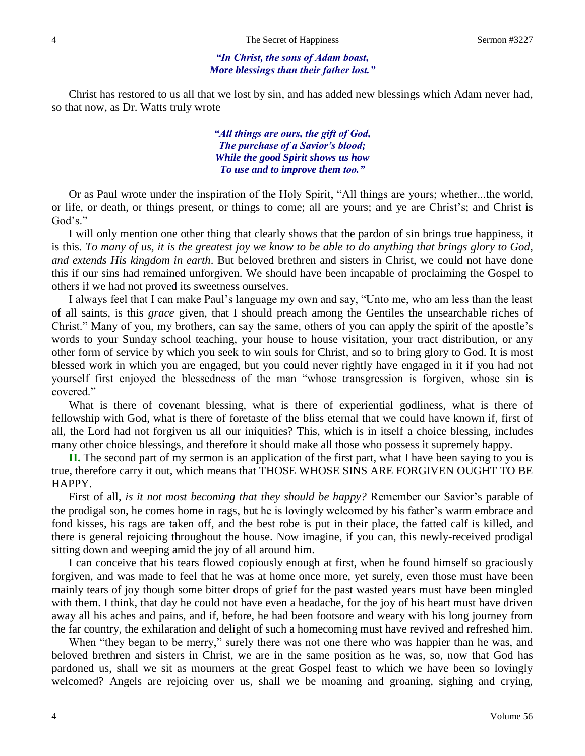*"In Christ, the sons of Adam boast,*
*More blessings than their father lost."*

Christ has restored to us all that we lost by sin, and has added new blessings which Adam never had, so that now, as Dr. Watts truly wrote—

*"All things are ours, the gift of God,*
*The purchase of a Savior's blood;*
*While the good Spirit shows us how*
*To use and to improve them too."*

Or as Paul wrote under the inspiration of the Holy Spirit, "All things are yours; whether...the world, or life, or death, or things present, or things to come; all are yours; and ye are Christ's; and Christ is God's."

I will only mention one other thing that clearly shows that the pardon of sin brings true happiness, it is this. *To many of us, it is the greatest joy we know to be able to do anything that brings glory to God, and extends His kingdom in earth*. But beloved brethren and sisters in Christ, we could not have done this if our sins had remained unforgiven. We should have been incapable of proclaiming the Gospel to others if we had not proved its sweetness ourselves.

I always feel that I can make Paul's language my own and say, "Unto me, who am less than the least of all saints, is this *grace* given, that I should preach among the Gentiles the unsearchable riches of Christ." Many of you, my brothers, can say the same, others of you can apply the spirit of the apostle's words to your Sunday school teaching, your house to house visitation, your tract distribution, or any other form of service by which you seek to win souls for Christ, and so to bring glory to God. It is most blessed work in which you are engaged, but you could never rightly have engaged in it if you had not yourself first enjoyed the blessedness of the man "whose transgression is forgiven, whose sin is covered."

What is there of covenant blessing, what is there of experiential godliness, what is there of fellowship with God, what is there of foretaste of the bliss eternal that we could have known if, first of all, the Lord had not forgiven us all our iniquities? This, which is in itself a choice blessing, includes many other choice blessings, and therefore it should make all those who possess it supremely happy.

**II.** The second part of my sermon is an application of the first part, what I have been saying to you is true, therefore carry it out, which means that THOSE WHOSE SINS ARE FORGIVEN OUGHT TO BE HAPPY.

First of all, *is it not most becoming that they should be happy?* Remember our Savior's parable of the prodigal son, he comes home in rags, but he is lovingly welcomed by his father's warm embrace and fond kisses, his rags are taken off, and the best robe is put in their place, the fatted calf is killed, and there is general rejoicing throughout the house. Now imagine, if you can, this newly-received prodigal sitting down and weeping amid the joy of all around him.

I can conceive that his tears flowed copiously enough at first, when he found himself so graciously forgiven, and was made to feel that he was at home once more, yet surely, even those must have been mainly tears of joy though some bitter drops of grief for the past wasted years must have been mingled with them. I think, that day he could not have even a headache, for the joy of his heart must have driven away all his aches and pains, and if, before, he had been footsore and weary with his long journey from the far country, the exhilaration and delight of such a homecoming must have revived and refreshed him.

When "they began to be merry," surely there was not one there who was happier than he was, and beloved brethren and sisters in Christ, we are in the same position as he was, so, now that God has pardoned us, shall we sit as mourners at the great Gospel feast to which we have been so lovingly welcomed? Angels are rejoicing over us, shall we be moaning and groaning, sighing and crying,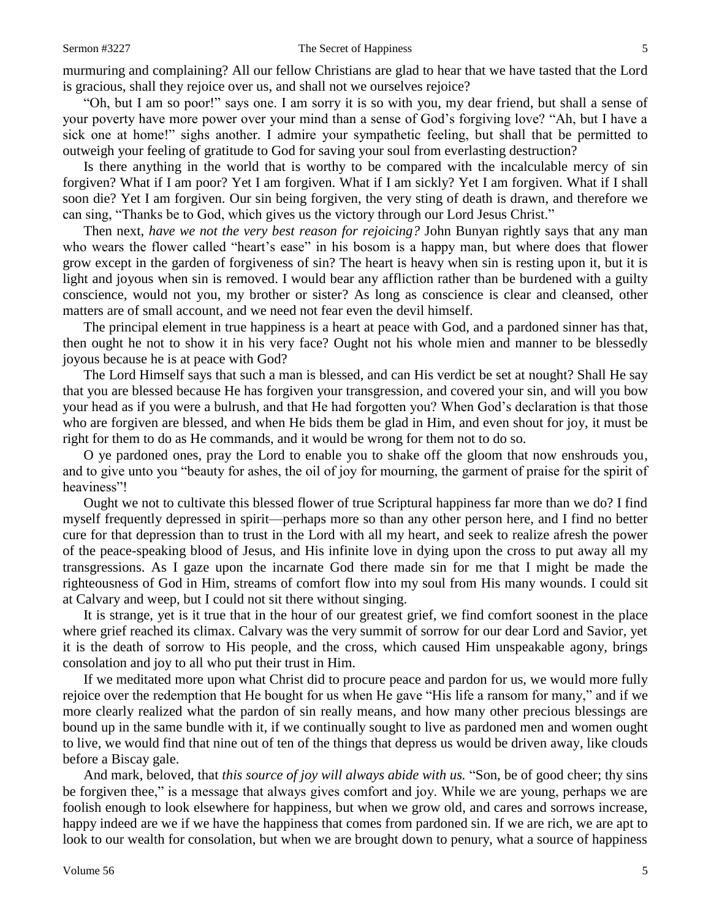murmuring and complaining? All our fellow Christians are glad to hear that we have tasted that the Lord is gracious, shall they rejoice over us, and shall not we ourselves rejoice?

"Oh, but I am so poor!" says one. I am sorry it is so with you, my dear friend, but shall a sense of your poverty have more power over your mind than a sense of God's forgiving love? "Ah, but I have a sick one at home!" sighs another. I admire your sympathetic feeling, but shall that be permitted to outweigh your feeling of gratitude to God for saving your soul from everlasting destruction?

Is there anything in the world that is worthy to be compared with the incalculable mercy of sin forgiven? What if I am poor? Yet I am forgiven. What if I am sickly? Yet I am forgiven. What if I shall soon die? Yet I am forgiven. Our sin being forgiven, the very sting of death is drawn, and therefore we can sing, "Thanks be to God, which gives us the victory through our Lord Jesus Christ."

Then next, *have we not the very best reason for rejoicing?* John Bunyan rightly says that any man who wears the flower called "heart's ease" in his bosom is a happy man, but where does that flower grow except in the garden of forgiveness of sin? The heart is heavy when sin is resting upon it, but it is light and joyous when sin is removed. I would bear any affliction rather than be burdened with a guilty conscience, would not you, my brother or sister? As long as conscience is clear and cleansed, other matters are of small account, and we need not fear even the devil himself.

The principal element in true happiness is a heart at peace with God, and a pardoned sinner has that, then ought he not to show it in his very face? Ought not his whole mien and manner to be blessedly joyous because he is at peace with God?

The Lord Himself says that such a man is blessed, and can His verdict be set at nought? Shall He say that you are blessed because He has forgiven your transgression, and covered your sin, and will you bow your head as if you were a bulrush, and that He had forgotten you? When God's declaration is that those who are forgiven are blessed, and when He bids them be glad in Him, and even shout for joy, it must be right for them to do as He commands, and it would be wrong for them not to do so.

O ye pardoned ones, pray the Lord to enable you to shake off the gloom that now enshrouds you, and to give unto you "beauty for ashes, the oil of joy for mourning, the garment of praise for the spirit of heaviness"!

Ought we not to cultivate this blessed flower of true Scriptural happiness far more than we do? I find myself frequently depressed in spirit—perhaps more so than any other person here, and I find no better cure for that depression than to trust in the Lord with all my heart, and seek to realize afresh the power of the peace-speaking blood of Jesus, and His infinite love in dying upon the cross to put away all my transgressions. As I gaze upon the incarnate God there made sin for me that I might be made the righteousness of God in Him, streams of comfort flow into my soul from His many wounds. I could sit at Calvary and weep, but I could not sit there without singing.

It is strange, yet is it true that in the hour of our greatest grief, we find comfort soonest in the place where grief reached its climax. Calvary was the very summit of sorrow for our dear Lord and Savior, yet it is the death of sorrow to His people, and the cross, which caused Him unspeakable agony, brings consolation and joy to all who put their trust in Him.

If we meditated more upon what Christ did to procure peace and pardon for us, we would more fully rejoice over the redemption that He bought for us when He gave "His life a ransom for many," and if we more clearly realized what the pardon of sin really means, and how many other precious blessings are bound up in the same bundle with it, if we continually sought to live as pardoned men and women ought to live, we would find that nine out of ten of the things that depress us would be driven away, like clouds before a Biscay gale.

And mark, beloved, that *this source of joy will always abide with us.* "Son, be of good cheer; thy sins be forgiven thee," is a message that always gives comfort and joy. While we are young, perhaps we are foolish enough to look elsewhere for happiness, but when we grow old, and cares and sorrows increase, happy indeed are we if we have the happiness that comes from pardoned sin. If we are rich, we are apt to look to our wealth for consolation, but when we are brought down to penury, what a source of happiness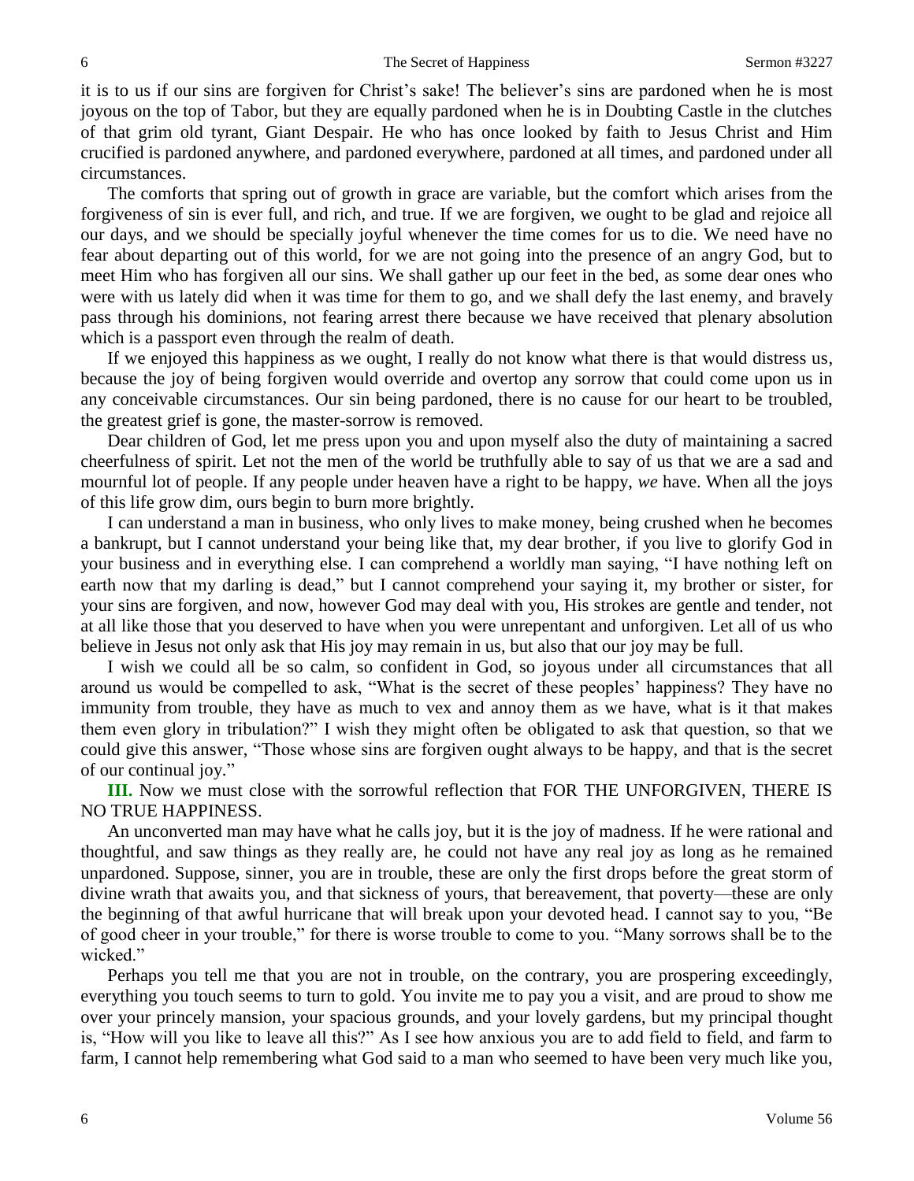it is to us if our sins are forgiven for Christ's sake! The believer's sins are pardoned when he is most joyous on the top of Tabor, but they are equally pardoned when he is in Doubting Castle in the clutches of that grim old tyrant, Giant Despair. He who has once looked by faith to Jesus Christ and Him crucified is pardoned anywhere, and pardoned everywhere, pardoned at all times, and pardoned under all circumstances.

The comforts that spring out of growth in grace are variable, but the comfort which arises from the forgiveness of sin is ever full, and rich, and true. If we are forgiven, we ought to be glad and rejoice all our days, and we should be specially joyful whenever the time comes for us to die. We need have no fear about departing out of this world, for we are not going into the presence of an angry God, but to meet Him who has forgiven all our sins. We shall gather up our feet in the bed, as some dear ones who were with us lately did when it was time for them to go, and we shall defy the last enemy, and bravely pass through his dominions, not fearing arrest there because we have received that plenary absolution which is a passport even through the realm of death.

If we enjoyed this happiness as we ought, I really do not know what there is that would distress us, because the joy of being forgiven would override and overtop any sorrow that could come upon us in any conceivable circumstances. Our sin being pardoned, there is no cause for our heart to be troubled, the greatest grief is gone, the master-sorrow is removed.

Dear children of God, let me press upon you and upon myself also the duty of maintaining a sacred cheerfulness of spirit. Let not the men of the world be truthfully able to say of us that we are a sad and mournful lot of people. If any people under heaven have a right to be happy, *we* have. When all the joys of this life grow dim, ours begin to burn more brightly.

I can understand a man in business, who only lives to make money, being crushed when he becomes a bankrupt, but I cannot understand your being like that, my dear brother, if you live to glorify God in your business and in everything else. I can comprehend a worldly man saying, "I have nothing left on earth now that my darling is dead," but I cannot comprehend your saying it, my brother or sister, for your sins are forgiven, and now, however God may deal with you, His strokes are gentle and tender, not at all like those that you deserved to have when you were unrepentant and unforgiven. Let all of us who believe in Jesus not only ask that His joy may remain in us, but also that our joy may be full.

I wish we could all be so calm, so confident in God, so joyous under all circumstances that all around us would be compelled to ask, "What is the secret of these peoples' happiness? They have no immunity from trouble, they have as much to vex and annoy them as we have, what is it that makes them even glory in tribulation?" I wish they might often be obligated to ask that question, so that we could give this answer, "Those whose sins are forgiven ought always to be happy, and that is the secret of our continual joy."

**III.** Now we must close with the sorrowful reflection that FOR THE UNFORGIVEN, THERE IS NO TRUE HAPPINESS.

An unconverted man may have what he calls joy, but it is the joy of madness. If he were rational and thoughtful, and saw things as they really are, he could not have any real joy as long as he remained unpardoned. Suppose, sinner, you are in trouble, these are only the first drops before the great storm of divine wrath that awaits you, and that sickness of yours, that bereavement, that poverty—these are only the beginning of that awful hurricane that will break upon your devoted head. I cannot say to you, "Be of good cheer in your trouble," for there is worse trouble to come to you. "Many sorrows shall be to the wicked."

Perhaps you tell me that you are not in trouble, on the contrary, you are prospering exceedingly, everything you touch seems to turn to gold. You invite me to pay you a visit, and are proud to show me over your princely mansion, your spacious grounds, and your lovely gardens, but my principal thought is, "How will you like to leave all this?" As I see how anxious you are to add field to field, and farm to farm, I cannot help remembering what God said to a man who seemed to have been very much like you,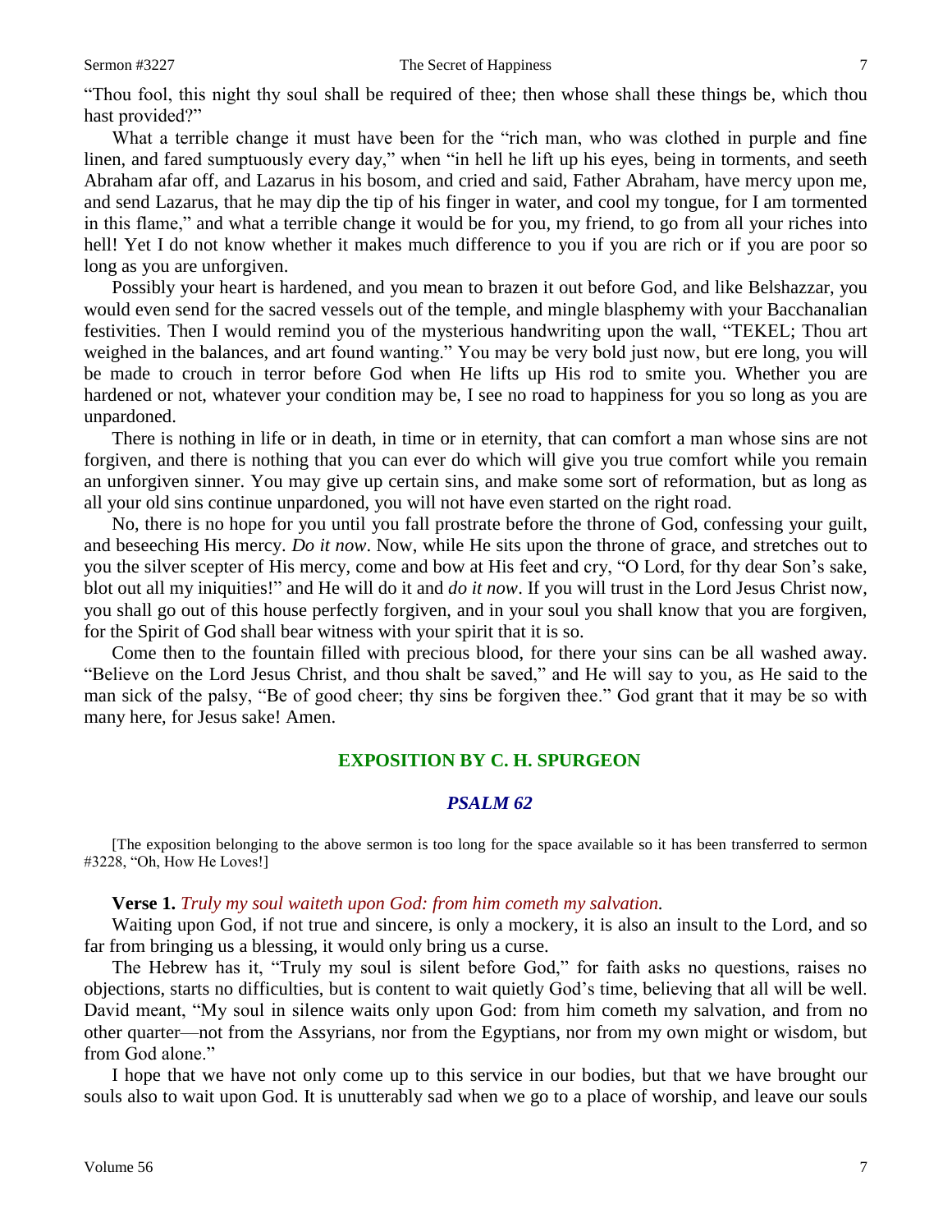"Thou fool, this night thy soul shall be required of thee; then whose shall these things be, which thou hast provided?"

What a terrible change it must have been for the "rich man, who was clothed in purple and fine linen, and fared sumptuously every day," when "in hell he lift up his eyes, being in torments, and seeth Abraham afar off, and Lazarus in his bosom, and cried and said, Father Abraham, have mercy upon me, and send Lazarus, that he may dip the tip of his finger in water, and cool my tongue, for I am tormented in this flame," and what a terrible change it would be for you, my friend, to go from all your riches into hell! Yet I do not know whether it makes much difference to you if you are rich or if you are poor so long as you are unforgiven.

Possibly your heart is hardened, and you mean to brazen it out before God, and like Belshazzar, you would even send for the sacred vessels out of the temple, and mingle blasphemy with your Bacchanalian festivities. Then I would remind you of the mysterious handwriting upon the wall, "TEKEL; Thou art weighed in the balances, and art found wanting." You may be very bold just now, but ere long, you will be made to crouch in terror before God when He lifts up His rod to smite you. Whether you are hardened or not, whatever your condition may be, I see no road to happiness for you so long as you are unpardoned.

There is nothing in life or in death, in time or in eternity, that can comfort a man whose sins are not forgiven, and there is nothing that you can ever do which will give you true comfort while you remain an unforgiven sinner. You may give up certain sins, and make some sort of reformation, but as long as all your old sins continue unpardoned, you will not have even started on the right road.

No, there is no hope for you until you fall prostrate before the throne of God, confessing your guilt, and beseeching His mercy. *Do it now*. Now, while He sits upon the throne of grace, and stretches out to you the silver scepter of His mercy, come and bow at His feet and cry, "O Lord, for thy dear Son's sake, blot out all my iniquities!" and He will do it and *do it now*. If you will trust in the Lord Jesus Christ now, you shall go out of this house perfectly forgiven, and in your soul you shall know that you are forgiven, for the Spirit of God shall bear witness with your spirit that it is so.

Come then to the fountain filled with precious blood, for there your sins can be all washed away. "Believe on the Lord Jesus Christ, and thou shalt be saved," and He will say to you, as He said to the man sick of the palsy, "Be of good cheer; thy sins be forgiven thee." God grant that it may be so with many here, for Jesus sake! Amen.

## EXPOSITION BY C. H. SPURGEON

### *PSALM 62*

[The exposition belonging to the above sermon is too long for the space available so it has been transferred to sermon #3228, "Oh, How He Loves!]

**Verse 1.** *Truly my soul waiteth upon God: from him cometh my salvation.*

Waiting upon God, if not true and sincere, is only a mockery, it is also an insult to the Lord, and so far from bringing us a blessing, it would only bring us a curse.

The Hebrew has it, "Truly my soul is silent before God," for faith asks no questions, raises no objections, starts no difficulties, but is content to wait quietly God's time, believing that all will be well. David meant, "My soul in silence waits only upon God: from him cometh my salvation, and from no other quarter—not from the Assyrians, nor from the Egyptians, nor from my own might or wisdom, but from God alone."

I hope that we have not only come up to this service in our bodies, but that we have brought our souls also to wait upon God. It is unutterably sad when we go to a place of worship, and leave our souls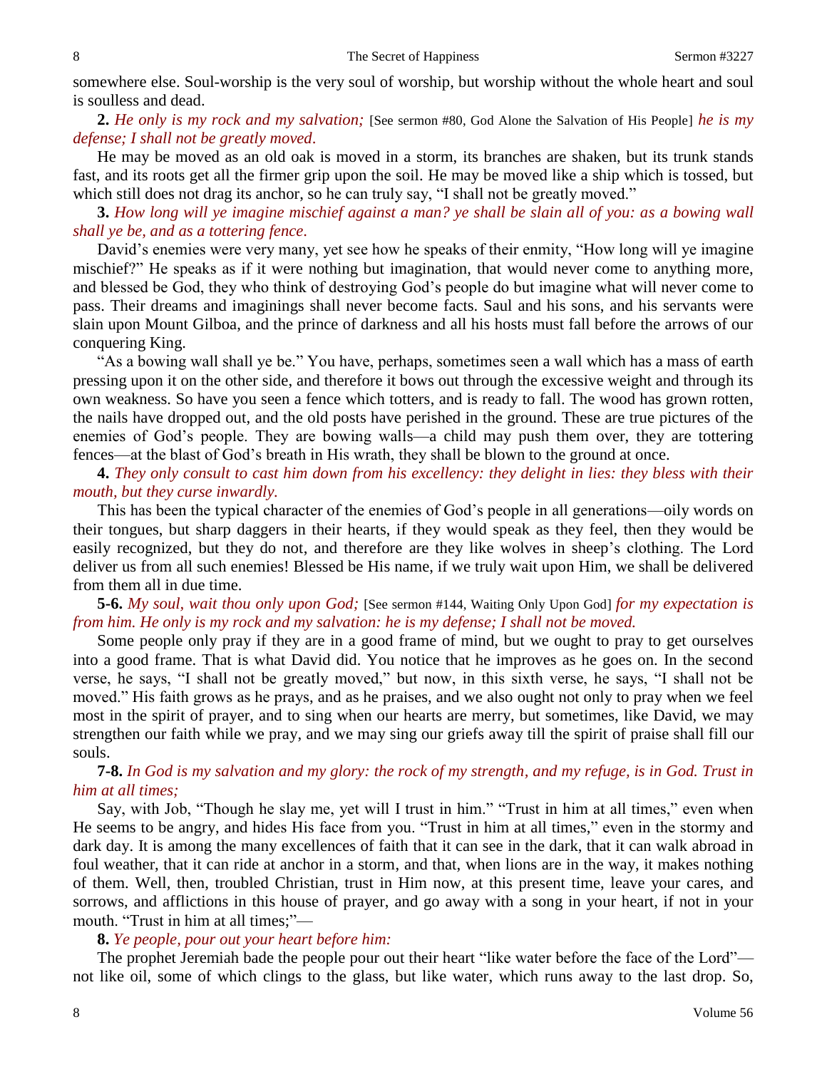somewhere else. Soul-worship is the very soul of worship, but worship without the whole heart and soul is soulless and dead.

**2.** *He only is my rock and my salvation;* [See sermon #80, God Alone the Salvation of His People] *he is my defense; I shall not be greatly moved.*

He may be moved as an old oak is moved in a storm, its branches are shaken, but its trunk stands fast, and its roots get all the firmer grip upon the soil. He may be moved like a ship which is tossed, but which still does not drag its anchor, so he can truly say, "I shall not be greatly moved."

**3.** *How long will ye imagine mischief against a man? ye shall be slain all of you: as a bowing wall shall ye be, and as a tottering fence.*

David's enemies were very many, yet see how he speaks of their enmity, "How long will ye imagine mischief?" He speaks as if it were nothing but imagination, that would never come to anything more, and blessed be God, they who think of destroying God's people do but imagine what will never come to pass. Their dreams and imaginings shall never become facts. Saul and his sons, and his servants were slain upon Mount Gilboa, and the prince of darkness and all his hosts must fall before the arrows of our conquering King.

"As a bowing wall shall ye be." You have, perhaps, sometimes seen a wall which has a mass of earth pressing upon it on the other side, and therefore it bows out through the excessive weight and through its own weakness. So have you seen a fence which totters, and is ready to fall. The wood has grown rotten, the nails have dropped out, and the old posts have perished in the ground. These are true pictures of the enemies of God's people. They are bowing walls—a child may push them over, they are tottering fences—at the blast of God's breath in His wrath, they shall be blown to the ground at once.

**4.** *They only consult to cast him down from his excellency: they delight in lies: they bless with their mouth, but they curse inwardly.*

This has been the typical character of the enemies of God's people in all generations—oily words on their tongues, but sharp daggers in their hearts, if they would speak as they feel, then they would be easily recognized, but they do not, and therefore are they like wolves in sheep's clothing. The Lord deliver us from all such enemies! Blessed be His name, if we truly wait upon Him, we shall be delivered from them all in due time.

**5-6.** *My soul, wait thou only upon God;* [See sermon #144, Waiting Only Upon God] *for my expectation is from him. He only is my rock and my salvation: he is my defense; I shall not be moved.*

Some people only pray if they are in a good frame of mind, but we ought to pray to get ourselves into a good frame. That is what David did. You notice that he improves as he goes on. In the second verse, he says, "I shall not be greatly moved," but now, in this sixth verse, he says, "I shall not be moved." His faith grows as he prays, and as he praises, and we also ought not only to pray when we feel most in the spirit of prayer, and to sing when our hearts are merry, but sometimes, like David, we may strengthen our faith while we pray, and we may sing our griefs away till the spirit of praise shall fill our souls.

**7-8.** *In God is my salvation and my glory: the rock of my strength, and my refuge, is in God. Trust in him at all times;*

Say, with Job, "Though he slay me, yet will I trust in him." "Trust in him at all times," even when He seems to be angry, and hides His face from you. "Trust in him at all times," even in the stormy and dark day. It is among the many excellences of faith that it can see in the dark, that it can walk abroad in foul weather, that it can ride at anchor in a storm, and that, when lions are in the way, it makes nothing of them. Well, then, troubled Christian, trust in Him now, at this present time, leave your cares, and sorrows, and afflictions in this house of prayer, and go away with a song in your heart, if not in your mouth. "Trust in him at all times;"—

**8.** *Ye people, pour out your heart before him:*

The prophet Jeremiah bade the people pour out their heart "like water before the face of the Lord"—not like oil, some of which clings to the glass, but like water, which runs away to the last drop. So,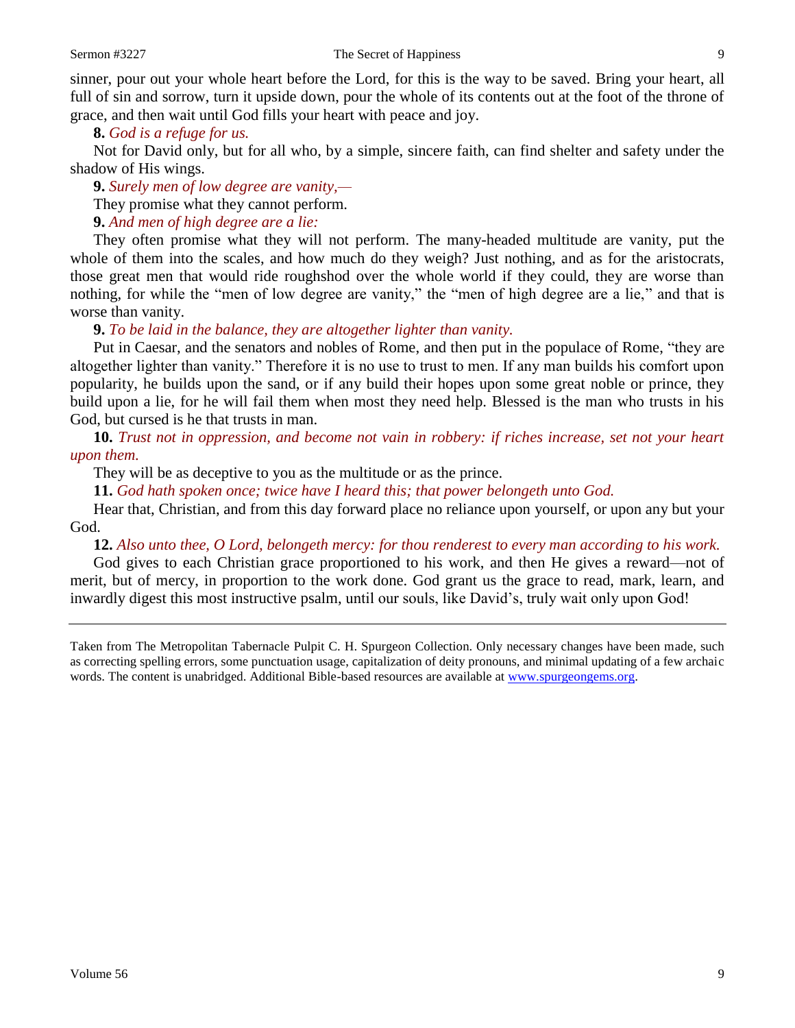sinner, pour out your whole heart before the Lord, for this is the way to be saved. Bring your heart, all full of sin and sorrow, turn it upside down, pour the whole of its contents out at the foot of the throne of grace, and then wait until God fills your heart with peace and joy.

**8.** *God is a refuge for us.*

Not for David only, but for all who, by a simple, sincere faith, can find shelter and safety under the shadow of His wings.

**9.** *Surely men of low degree are vanity,—*

They promise what they cannot perform.

**9.** *And men of high degree are a lie:*

They often promise what they will not perform. The many-headed multitude are vanity, put the whole of them into the scales, and how much do they weigh? Just nothing, and as for the aristocrats, those great men that would ride roughshod over the whole world if they could, they are worse than nothing, for while the "men of low degree are vanity," the "men of high degree are a lie," and that is worse than vanity.

**9.** *To be laid in the balance, they are altogether lighter than vanity.*

Put in Caesar, and the senators and nobles of Rome, and then put in the populace of Rome, "they are altogether lighter than vanity." Therefore it is no use to trust to men. If any man builds his comfort upon popularity, he builds upon the sand, or if any build their hopes upon some great noble or prince, they build upon a lie, for he will fail them when most they need help. Blessed is the man who trusts in his God, but cursed is he that trusts in man.

**10.** *Trust not in oppression, and become not vain in robbery: if riches increase, set not your heart upon them.*

They will be as deceptive to you as the multitude or as the prince.

**11.** *God hath spoken once; twice have I heard this; that power belongeth unto God.*

Hear that, Christian, and from this day forward place no reliance upon yourself, or upon any but your God.

**12.** *Also unto thee, O Lord, belongeth mercy: for thou renderest to every man according to his work.*

God gives to each Christian grace proportioned to his work, and then He gives a reward—not of merit, but of mercy, in proportion to the work done. God grant us the grace to read, mark, learn, and inwardly digest this most instructive psalm, until our souls, like David's, truly wait only upon God!

---

Taken from The Metropolitan Tabernacle Pulpit C. H. Spurgeon Collection. Only necessary changes have been made, such as correcting spelling errors, some punctuation usage, capitalization of deity pronouns, and minimal updating of a few archaic words. The content is unabridged. Additional Bible-based resources are available at www.spurgeongems.org.